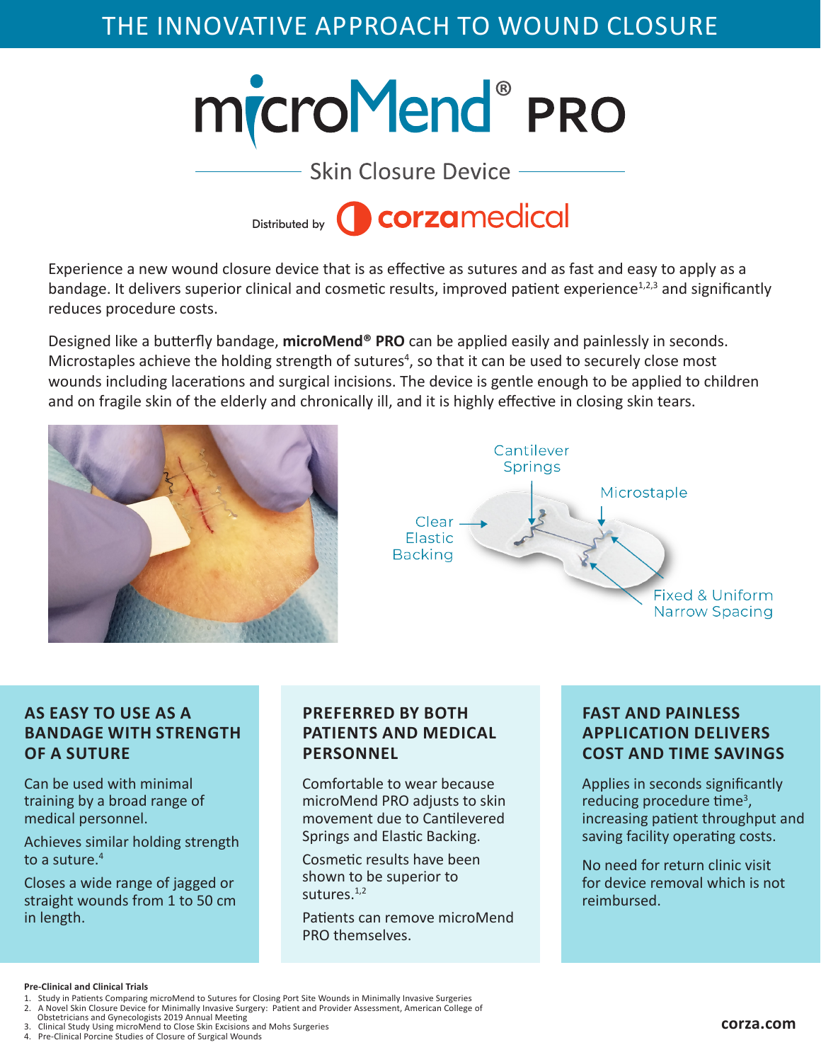THE INNOVATIVE APPROACH TO WOUND CLOSURE

# microMend® PRO

## Skin Closure Device

Distributed by corzamedical

Experience a new wound closure device that is as effective as sutures and as fast and easy to apply as a bandage. It delivers superior clinical and cosmetic results, improved patient experience[1,2,3] and significantly reduces procedure costs.

Designed like a butterfly bandage, **microMend® PRO** can be applied easily and painlessly in seconds. Microstaples achieve the holding strength of sutures[4], so that it can be used to securely close most wounds including lacerations and surgical incisions. The device is gentle enough to be applied to children and on fragile skin of the elderly and chronically ill, and it is highly effective in closing skin tears.

Cantilever Springs

Microstaple

Clear Elastic Backing

Fixed & Uniform Narrow Spacing

### AS EASY TO USE AS A BANDAGE WITH STRENGTH OF A SUTURE

Can be used with minimal training by a broad range of medical personnel.

Achieves similar holding strength to a suture.[4]

Closes a wide range of jagged or straight wounds from 1 to 50 cm in length.

### PREFERRED BY BOTH PATIENTS AND MEDICAL PERSONNEL

Comfortable to wear because microMend PRO adjusts to skin movement due to Cantilevered Springs and Elastic Backing.

Cosmetic results have been shown to be superior to sutures.[1,2]

Patients can remove microMend PRO themselves.

### FAST AND PAINLESS APPLICATION DELIVERS COST AND TIME SAVINGS

Applies in seconds significantly reducing procedure time[3], increasing patient throughput and saving facility operating costs.

No need for return clinic visit for device removal which is not reimbursed.

**Pre-Clinical and Clinical Trials**

1. Study in Patients Comparing microMend to Sutures for Closing Port Site Wounds in Minimally Invasive Surgeries
2. A Novel Skin Closure Device for Minimally Invasive Surgery: Patient and Provider Assessment, American College of Obstetricians and Gynecologists 2019 Annual Meeting
3. Clinical Study Using microMend to Close Skin Excisions and Mohs Surgeries
4. Pre-Clinical Porcine Studies of Closure of Surgical Wounds

**corza.com**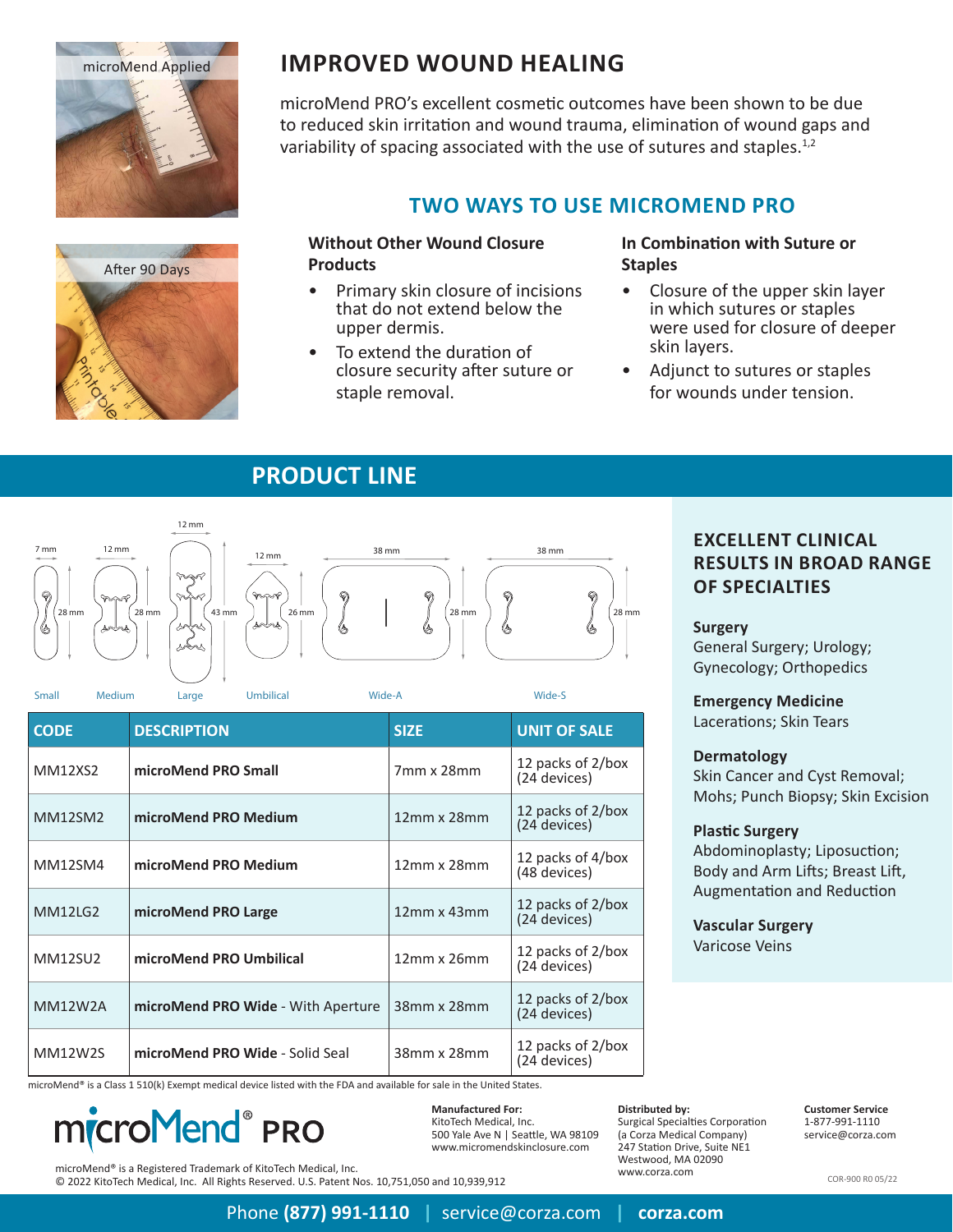microMend Applied

After 90 Days

## IMPROVED WOUND HEALING

microMend PRO's excellent cosmetic outcomes have been shown to be due to reduced skin irritation and wound trauma, elimination of wound gaps and variability of spacing associated with the use of sutures and staples.[1,2]

### TWO WAYS TO USE MICROMEND PRO

**Without Other Wound Closure Products**

- Primary skin closure of incisions that do not extend below the upper dermis.
- To extend the duration of closure security after suture or staple removal.

**In Combination with Suture or Staples**

- Closure of the upper skin layer in which sutures or staples were used for closure of deeper skin layers.
- Adjunct to sutures or staples for wounds under tension.

## PRODUCT LINE

7 mm
28 mm
Small

12 mm
28 mm
Medium

12 mm
43 mm
Large

12 mm
26 mm
Umbilical

38 mm
28 mm
Wide-A

38 mm
28 mm
Wide-S

| CODE | DESCRIPTION | SIZE | UNIT OF SALE |
|---|---|---|---|
| MM12XS2 | **microMend PRO Small** | 7mm x 28mm | 12 packs of 2/box (24 devices) |
| MM12SM2 | **microMend PRO Medium** | 12mm x 28mm | 12 packs of 2/box (24 devices) |
| MM12SM4 | **microMend PRO Medium** | 12mm x 28mm | 12 packs of 4/box (48 devices) |
| MM12LG2 | **microMend PRO Large** | 12mm x 43mm | 12 packs of 2/box (24 devices) |
| MM12SU2 | **microMend PRO Umbilical** | 12mm x 26mm | 12 packs of 2/box (24 devices) |
| MM12W2A | **microMend PRO Wide** - With Aperture | 38mm x 28mm | 12 packs of 2/box (24 devices) |
| MM12W2S | **microMend PRO Wide** - Solid Seal | 38mm x 28mm | 12 packs of 2/box (24 devices) |

microMend® is a Class 1 510(k) Exempt medical device listed with the FDA and available for sale in the United States.

### EXCELLENT CLINICAL RESULTS IN BROAD RANGE OF SPECIALTIES

**Surgery**
General Surgery; Urology; Gynecology; Orthopedics

**Emergency Medicine**
Lacerations; Skin Tears

**Dermatology**
Skin Cancer and Cyst Removal; Mohs; Punch Biopsy; Skin Excision

**Plastic Surgery**
Abdominoplasty; Liposuction; Body and Arm Lifts; Breast Lift, Augmentation and Reduction

**Vascular Surgery**
Varicose Veins

microMend® PRO

**Manufactured For:**
KitoTech Medical, Inc.
500 Yale Ave N | Seattle, WA 98109
www.micromendskinclosure.com

**Distributed by:**
Surgical Specialties Corporation
(a Corza Medical Company)
247 Station Drive, Suite NE1
Westwood, MA 02090
www.corza.com

**Customer Service**
1-877-991-1110
service@corza.com

microMend® is a Registered Trademark of KitoTech Medical, Inc.
© 2022 KitoTech Medical, Inc. All Rights Reserved. U.S. Patent Nos. 10,751,050 and 10,939,912

COR-900 R0 05/22

Phone **(877) 991-1110** | service@corza.com | **corza.com**